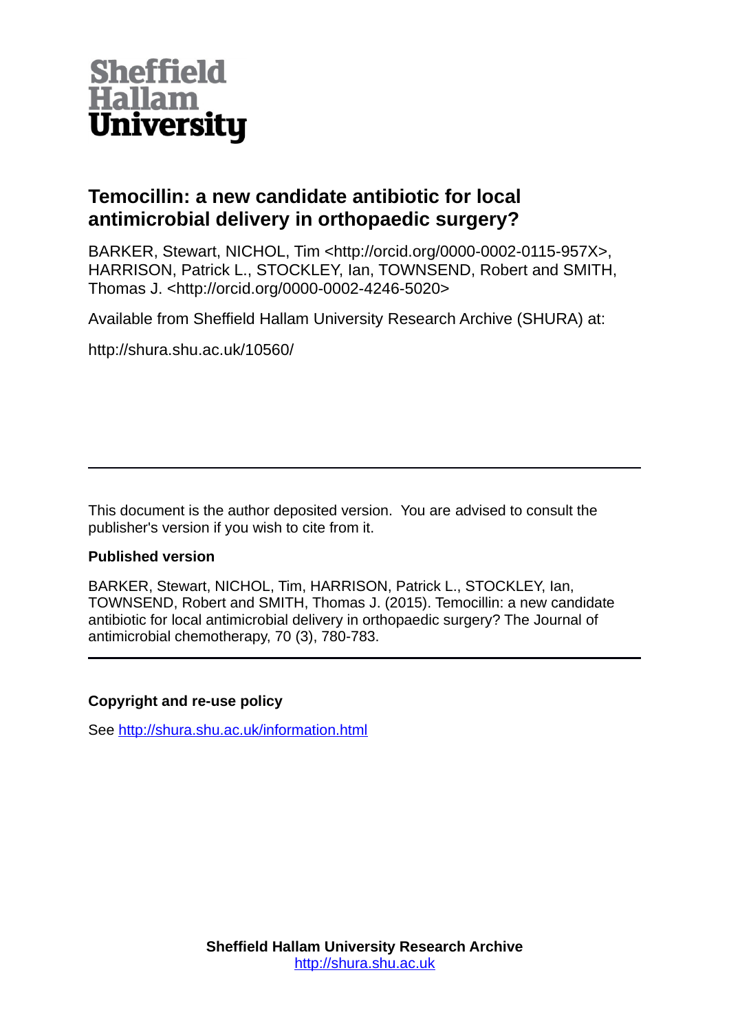Sheffield Hallam University

# Temocillin: a new candidate antibiotic for local antimicrobial delivery in orthopaedic surgery?

BARKER, Stewart, NICHOL, Tim <http://orcid.org/0000-0002-0115-957X>, HARRISON, Patrick L., STOCKLEY, Ian, TOWNSEND, Robert and SMITH, Thomas J. <http://orcid.org/0000-0002-4246-5020>

Available from Sheffield Hallam University Research Archive (SHURA) at:

http://shura.shu.ac.uk/10560/

---

This document is the author deposited version. You are advised to consult the publisher's version if you wish to cite from it.

**Published version**

BARKER, Stewart, NICHOL, Tim, HARRISON, Patrick L., STOCKLEY, Ian, TOWNSEND, Robert and SMITH, Thomas J. (2015). Temocillin: a new candidate antibiotic for local antimicrobial delivery in orthopaedic surgery? The Journal of antimicrobial chemotherapy, 70 (3), 780-783.

---

**Copyright and re-use policy**

See http://shura.shu.ac.uk/information.html

**Sheffield Hallam University Research Archive**
http://shura.shu.ac.uk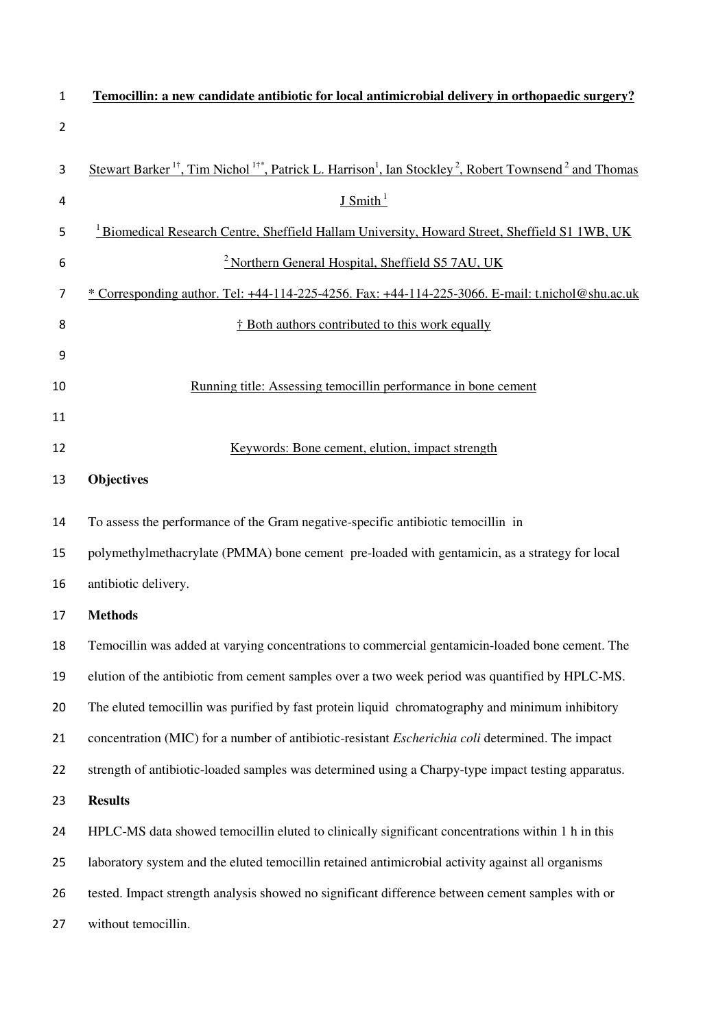**Temocillin: a new candidate antibiotic for local antimicrobial delivery in orthopaedic surgery?**

Stewart Barker [1†], Tim Nichol [1†*], Patrick L. Harrison[1], Ian Stockley [2], Robert Townsend [2] and Thomas J Smith [1]

[1] Biomedical Research Centre, Sheffield Hallam University, Howard Street, Sheffield S1 1WB, UK

[2] Northern General Hospital, Sheffield S5 7AU, UK

\* Corresponding author. Tel: +44-114-225-4256. Fax: +44-114-225-3066. E-mail: t.nichol@shu.ac.uk

† Both authors contributed to this work equally

Running title: Assessing temocillin performance in bone cement

Keywords: Bone cement, elution, impact strength

**Objectives**

To assess the performance of the Gram negative-specific antibiotic temocillin in polymethylmethacrylate (PMMA) bone cement pre-loaded with gentamicin, as a strategy for local antibiotic delivery.

**Methods**

Temocillin was added at varying concentrations to commercial gentamicin-loaded bone cement. The elution of the antibiotic from cement samples over a two week period was quantified by HPLC-MS. The eluted temocillin was purified by fast protein liquid chromatography and minimum inhibitory concentration (MIC) for a number of antibiotic-resistant *Escherichia coli* determined. The impact strength of antibiotic-loaded samples was determined using a Charpy-type impact testing apparatus.

**Results**

HPLC-MS data showed temocillin eluted to clinically significant concentrations within 1 h in this laboratory system and the eluted temocillin retained antimicrobial activity against all organisms tested. Impact strength analysis showed no significant difference between cement samples with or without temocillin.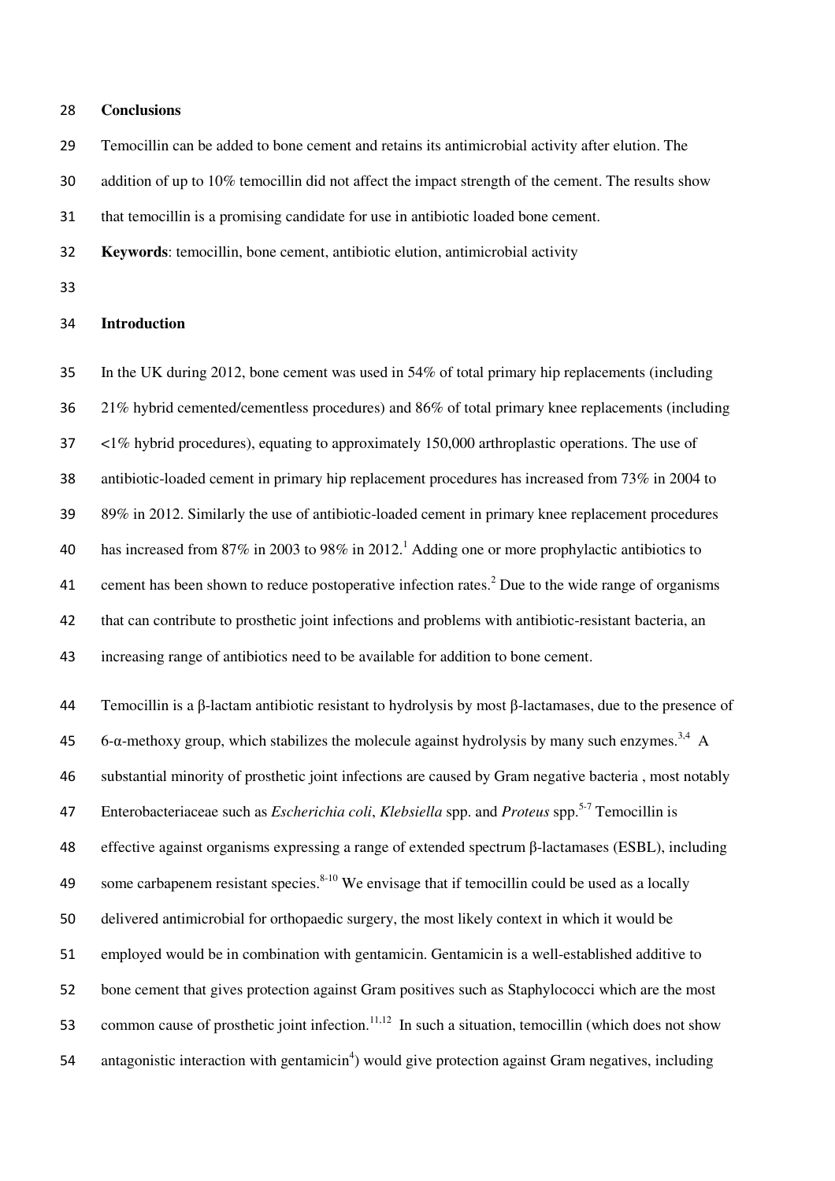**Conclusions**

Temocillin can be added to bone cement and retains its antimicrobial activity after elution. The addition of up to 10% temocillin did not affect the impact strength of the cement. The results show that temocillin is a promising candidate for use in antibiotic loaded bone cement.

**Keywords**: temocillin, bone cement, antibiotic elution, antimicrobial activity

## Introduction

In the UK during 2012, bone cement was used in 54% of total primary hip replacements (including 21% hybrid cemented/cementless procedures) and 86% of total primary knee replacements (including <1% hybrid procedures), equating to approximately 150,000 arthroplastic operations. The use of antibiotic-loaded cement in primary hip replacement procedures has increased from 73% in 2004 to 89% in 2012. Similarly the use of antibiotic-loaded cement in primary knee replacement procedures has increased from 87% in 2003 to 98% in 2012.[1] Adding one or more prophylactic antibiotics to cement has been shown to reduce postoperative infection rates.[2] Due to the wide range of organisms that can contribute to prosthetic joint infections and problems with antibiotic-resistant bacteria, an increasing range of antibiotics need to be available for addition to bone cement.

Temocillin is a β-lactam antibiotic resistant to hydrolysis by most β-lactamases, due to the presence of 6-α-methoxy group, which stabilizes the molecule against hydrolysis by many such enzymes.[3,4] A substantial minority of prosthetic joint infections are caused by Gram negative bacteria , most notably Enterobacteriaceae such as *Escherichia coli*, *Klebsiella* spp. and *Proteus* spp.[5-7] Temocillin is effective against organisms expressing a range of extended spectrum β-lactamases (ESBL), including some carbapenem resistant species.[8-10] We envisage that if temocillin could be used as a locally delivered antimicrobial for orthopaedic surgery, the most likely context in which it would be employed would be in combination with gentamicin. Gentamicin is a well-established additive to bone cement that gives protection against Gram positives such as Staphylococci which are the most common cause of prosthetic joint infection.[11,12] In such a situation, temocillin (which does not show antagonistic interaction with gentamicin[4]) would give protection against Gram negatives, including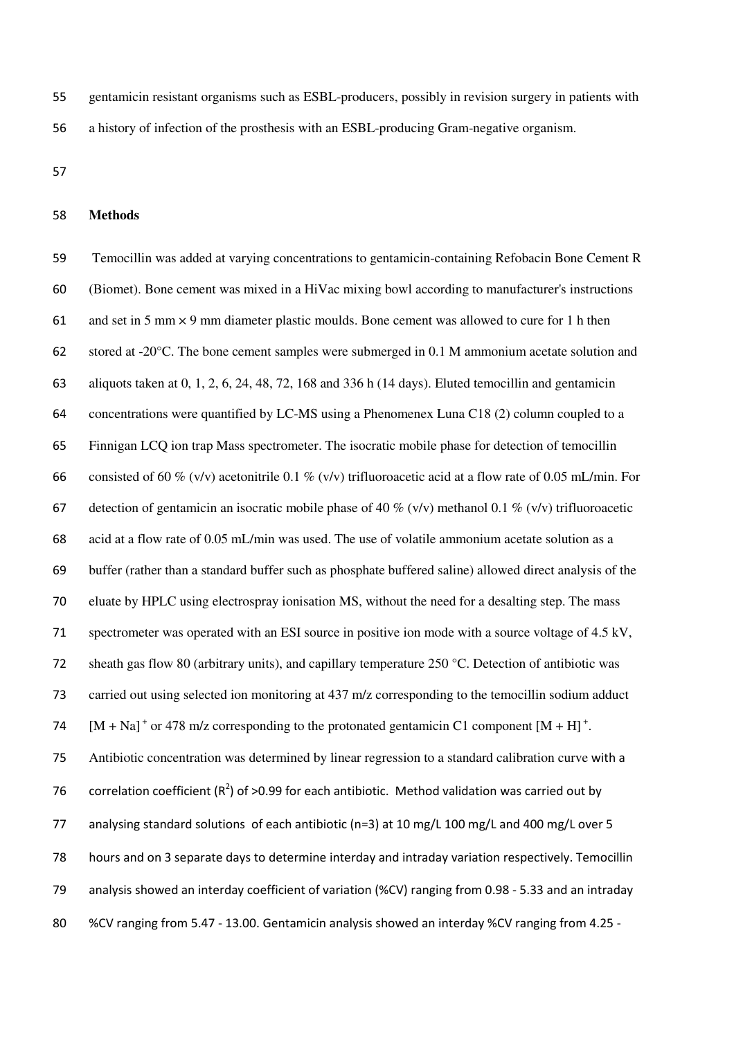gentamicin resistant organisms such as ESBL-producers, possibly in revision surgery in patients with a history of infection of the prosthesis with an ESBL-producing Gram-negative organism.

## Methods

Temocillin was added at varying concentrations to gentamicin-containing Refobacin Bone Cement R (Biomet). Bone cement was mixed in a HiVac mixing bowl according to manufacturer's instructions and set in 5 mm × 9 mm diameter plastic moulds. Bone cement was allowed to cure for 1 h then stored at -20°C. The bone cement samples were submerged in 0.1 M ammonium acetate solution and aliquots taken at 0, 1, 2, 6, 24, 48, 72, 168 and 336 h (14 days). Eluted temocillin and gentamicin concentrations were quantified by LC-MS using a Phenomenex Luna C18 (2) column coupled to a Finnigan LCQ ion trap Mass spectrometer. The isocratic mobile phase for detection of temocillin consisted of 60 % (v/v) acetonitrile 0.1 % (v/v) trifluoroacetic acid at a flow rate of 0.05 mL/min. For detection of gentamicin an isocratic mobile phase of 40 % (v/v) methanol 0.1 % (v/v) trifluoroacetic acid at a flow rate of 0.05 mL/min was used. The use of volatile ammonium acetate solution as a buffer (rather than a standard buffer such as phosphate buffered saline) allowed direct analysis of the eluate by HPLC using electrospray ionisation MS, without the need for a desalting step. The mass spectrometer was operated with an ESI source in positive ion mode with a source voltage of 4.5 kV, sheath gas flow 80 (arbitrary units), and capillary temperature 250 °C. Detection of antibiotic was carried out using selected ion monitoring at 437 m/z corresponding to the temocillin sodium adduct $[M + Na]^+$ or 478 m/z corresponding to the protonated gentamicin C1 component $[M + H]^+$. Antibiotic concentration was determined by linear regression to a standard calibration curve with a correlation coefficient ($R^2$) of >0.99 for each antibiotic. Method validation was carried out by analysing standard solutions of each antibiotic (n=3) at 10 mg/L 100 mg/L and 400 mg/L over 5 hours and on 3 separate days to determine interday and intraday variation respectively. Temocillin analysis showed an interday coefficient of variation (%CV) ranging from 0.98 - 5.33 and an intraday %CV ranging from 5.47 - 13.00. Gentamicin analysis showed an interday %CV ranging from 4.25 -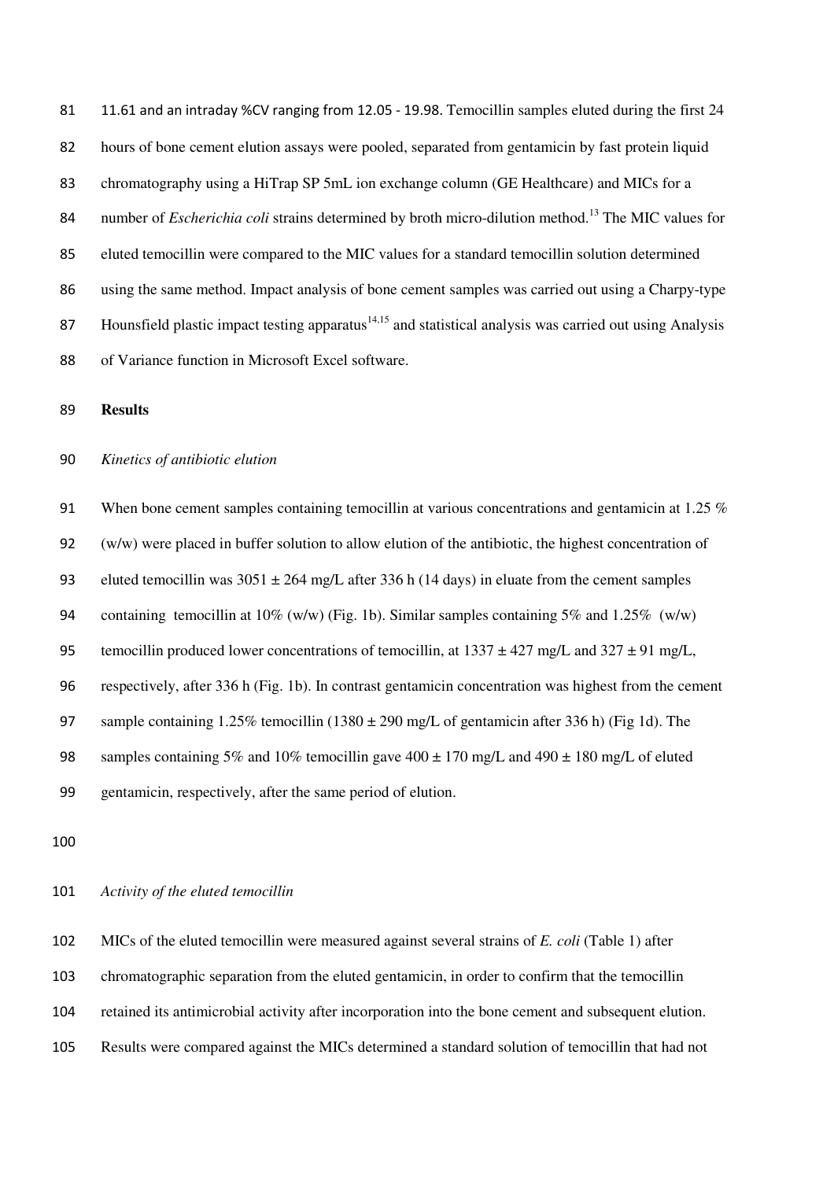11.61 and an intraday %CV ranging from 12.05 - 19.98. Temocillin samples eluted during the first 24 hours of bone cement elution assays were pooled, separated from gentamicin by fast protein liquid chromatography using a HiTrap SP 5mL ion exchange column (GE Healthcare) and MICs for a number of *Escherichia coli* strains determined by broth micro-dilution method.[13] The MIC values for eluted temocillin were compared to the MIC values for a standard temocillin solution determined using the same method. Impact analysis of bone cement samples was carried out using a Charpy-type Hounsfield plastic impact testing apparatus[14,15] and statistical analysis was carried out using Analysis of Variance function in Microsoft Excel software.

## Results

### *Kinetics of antibiotic elution*

When bone cement samples containing temocillin at various concentrations and gentamicin at 1.25 % (w/w) were placed in buffer solution to allow elution of the antibiotic, the highest concentration of eluted temocillin was 3051 ± 264 mg/L after 336 h (14 days) in eluate from the cement samples containing temocillin at 10% (w/w) (Fig. 1b). Similar samples containing 5% and 1.25% (w/w) temocillin produced lower concentrations of temocillin, at 1337 ± 427 mg/L and 327 ± 91 mg/L, respectively, after 336 h (Fig. 1b). In contrast gentamicin concentration was highest from the cement sample containing 1.25% temocillin (1380 ± 290 mg/L of gentamicin after 336 h) (Fig 1d). The samples containing 5% and 10% temocillin gave 400 ± 170 mg/L and 490 ± 180 mg/L of eluted gentamicin, respectively, after the same period of elution.

### *Activity of the eluted temocillin*

MICs of the eluted temocillin were measured against several strains of *E. coli* (Table 1) after chromatographic separation from the eluted gentamicin, in order to confirm that the temocillin retained its antimicrobial activity after incorporation into the bone cement and subsequent elution. Results were compared against the MICs determined a standard solution of temocillin that had not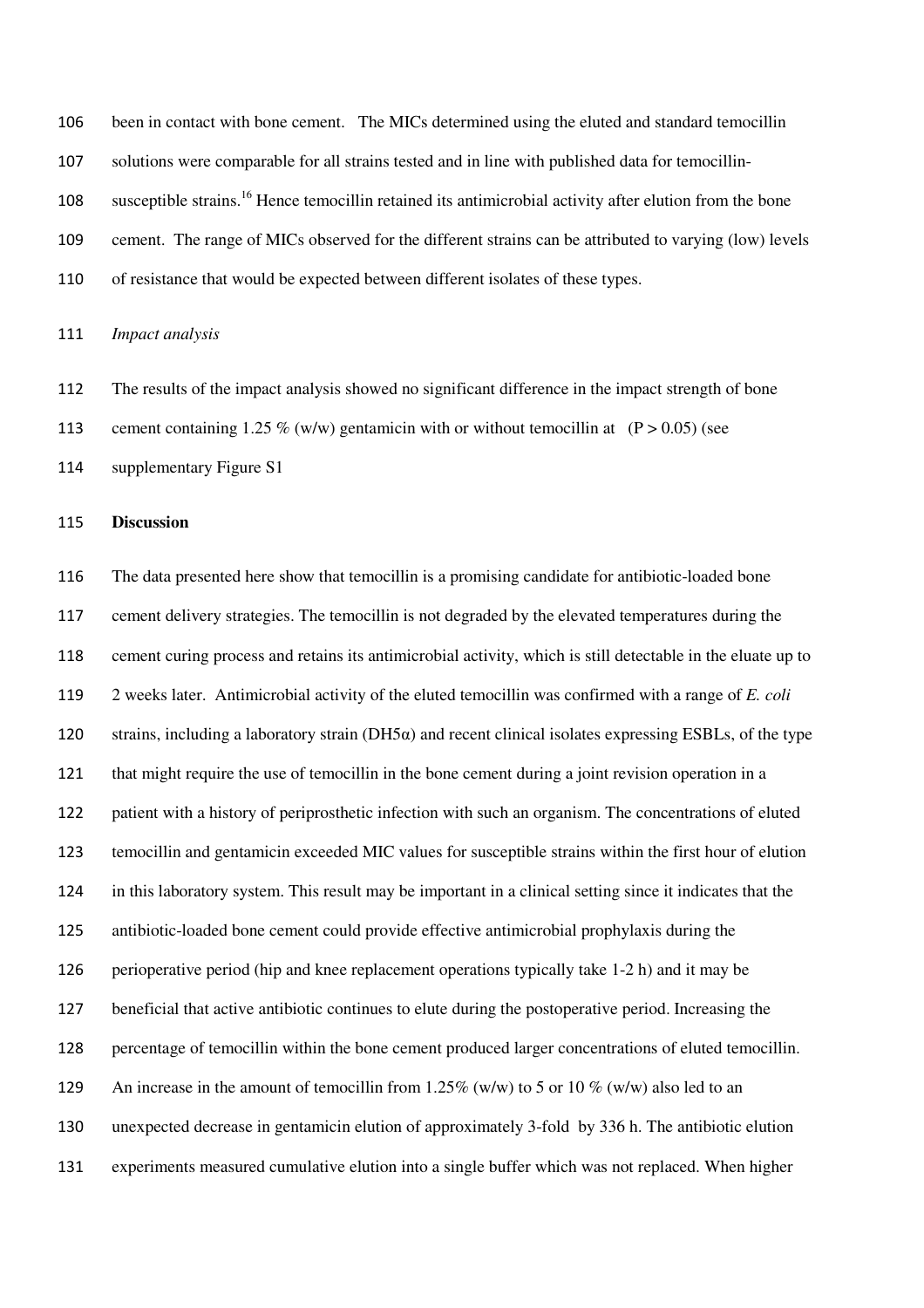been in contact with bone cement. The MICs determined using the eluted and standard temocillin solutions were comparable for all strains tested and in line with published data for temocillin-susceptible strains.[16] Hence temocillin retained its antimicrobial activity after elution from the bone cement. The range of MICs observed for the different strains can be attributed to varying (low) levels of resistance that would be expected between different isolates of these types.

*Impact analysis*

The results of the impact analysis showed no significant difference in the impact strength of bone cement containing 1.25 % (w/w) gentamicin with or without temocillin at ($P > 0.05$) (see supplementary Figure S1

## Discussion

The data presented here show that temocillin is a promising candidate for antibiotic-loaded bone cement delivery strategies. The temocillin is not degraded by the elevated temperatures during the cement curing process and retains its antimicrobial activity, which is still detectable in the eluate up to 2 weeks later. Antimicrobial activity of the eluted temocillin was confirmed with a range of *E. coli* strains, including a laboratory strain (DH5α) and recent clinical isolates expressing ESBLs, of the type that might require the use of temocillin in the bone cement during a joint revision operation in a patient with a history of periprosthetic infection with such an organism. The concentrations of eluted temocillin and gentamicin exceeded MIC values for susceptible strains within the first hour of elution in this laboratory system. This result may be important in a clinical setting since it indicates that the antibiotic-loaded bone cement could provide effective antimicrobial prophylaxis during the perioperative period (hip and knee replacement operations typically take 1-2 h) and it may be beneficial that active antibiotic continues to elute during the postoperative period. Increasing the percentage of temocillin within the bone cement produced larger concentrations of eluted temocillin. An increase in the amount of temocillin from 1.25% (w/w) to 5 or 10 % (w/w) also led to an unexpected decrease in gentamicin elution of approximately 3-fold by 336 h. The antibiotic elution experiments measured cumulative elution into a single buffer which was not replaced. When higher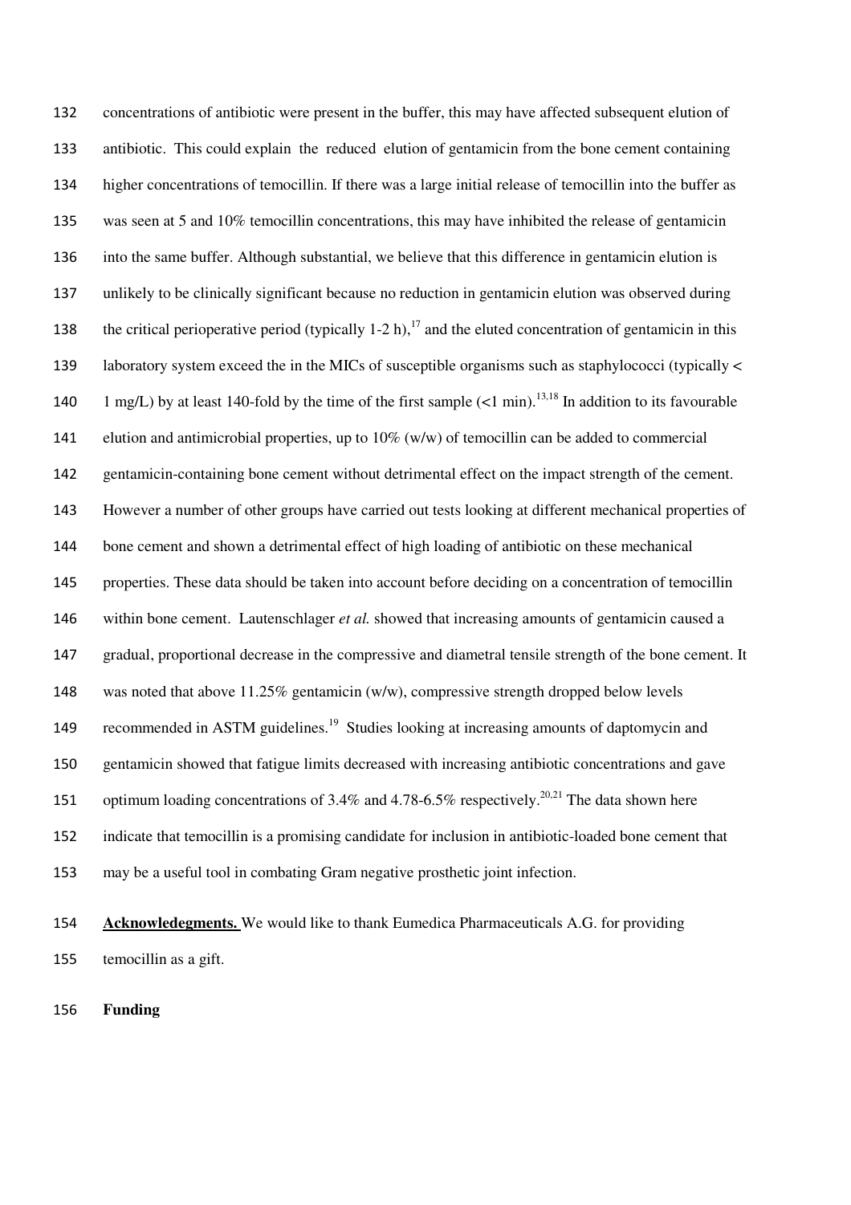concentrations of antibiotic were present in the buffer, this may have affected subsequent elution of antibiotic. This could explain the reduced elution of gentamicin from the bone cement containing higher concentrations of temocillin. If there was a large initial release of temocillin into the buffer as was seen at 5 and 10% temocillin concentrations, this may have inhibited the release of gentamicin into the same buffer. Although substantial, we believe that this difference in gentamicin elution is unlikely to be clinically significant because no reduction in gentamicin elution was observed during the critical perioperative period (typically 1-2 h),[17] and the eluted concentration of gentamicin in this laboratory system exceed the in the MICs of susceptible organisms such as staphylococci (typically < 1 mg/L) by at least 140-fold by the time of the first sample (<1 min).[13,18] In addition to its favourable elution and antimicrobial properties, up to 10% (w/w) of temocillin can be added to commercial gentamicin-containing bone cement without detrimental effect on the impact strength of the cement. However a number of other groups have carried out tests looking at different mechanical properties of bone cement and shown a detrimental effect of high loading of antibiotic on these mechanical properties. These data should be taken into account before deciding on a concentration of temocillin within bone cement. Lautenschlager *et al.* showed that increasing amounts of gentamicin caused a gradual, proportional decrease in the compressive and diametral tensile strength of the bone cement. It was noted that above 11.25% gentamicin (w/w), compressive strength dropped below levels recommended in ASTM guidelines.[19] Studies looking at increasing amounts of daptomycin and gentamicin showed that fatigue limits decreased with increasing antibiotic concentrations and gave optimum loading concentrations of 3.4% and 4.78-6.5% respectively.[20,21] The data shown here indicate that temocillin is a promising candidate for inclusion in antibiotic-loaded bone cement that may be a useful tool in combating Gram negative prosthetic joint infection.

**Acknowledegments.** We would like to thank Eumedica Pharmaceuticals A.G. for providing temocillin as a gift.

**Funding**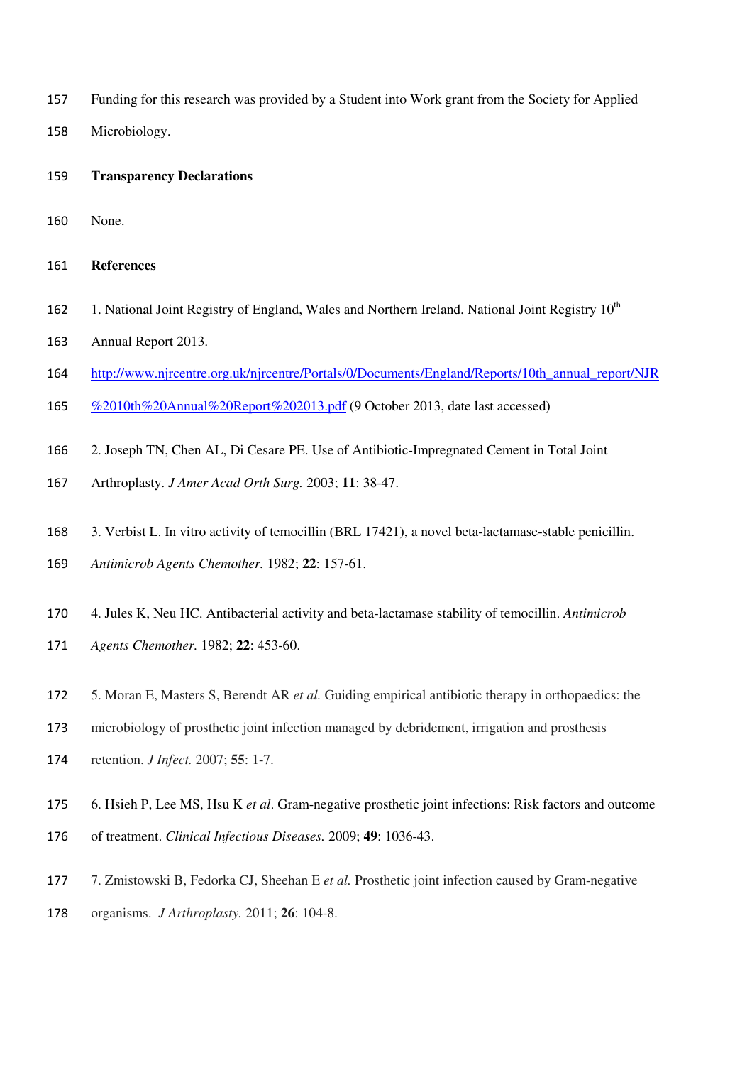Funding for this research was provided by a Student into Work grant from the Society for Applied Microbiology.

**Transparency Declarations**

None.

**References**

1. National Joint Registry of England, Wales and Northern Ireland. National Joint Registry 10th Annual Report 2013. http://www.njrcentre.org.uk/njrcentre/Portals/0/Documents/England/Reports/10th_annual_report/NJR%2010th%20Annual%20Report%202013.pdf (9 October 2013, date last accessed)

2. Joseph TN, Chen AL, Di Cesare PE. Use of Antibiotic-Impregnated Cement in Total Joint Arthroplasty. *J Amer Acad Orth Surg.* 2003; **11**: 38-47.

3. Verbist L. In vitro activity of temocillin (BRL 17421), a novel beta-lactamase-stable penicillin. *Antimicrob Agents Chemother.* 1982; **22**: 157-61.

4. Jules K, Neu HC. Antibacterial activity and beta-lactamase stability of temocillin. *Antimicrob Agents Chemother.* 1982; **22**: 453-60.

5. Moran E, Masters S, Berendt AR *et al.* Guiding empirical antibiotic therapy in orthopaedics: the microbiology of prosthetic joint infection managed by debridement, irrigation and prosthesis retention. *J Infect.* 2007; **55**: 1-7.

6. Hsieh P, Lee MS, Hsu K *et al*. Gram-negative prosthetic joint infections: Risk factors and outcome of treatment. *Clinical Infectious Diseases.* 2009; **49**: 1036-43.

7. Zmistowski B, Fedorka CJ, Sheehan E *et al.* Prosthetic joint infection caused by Gram-negative organisms. *J Arthroplasty.* 2011; **26**: 104-8.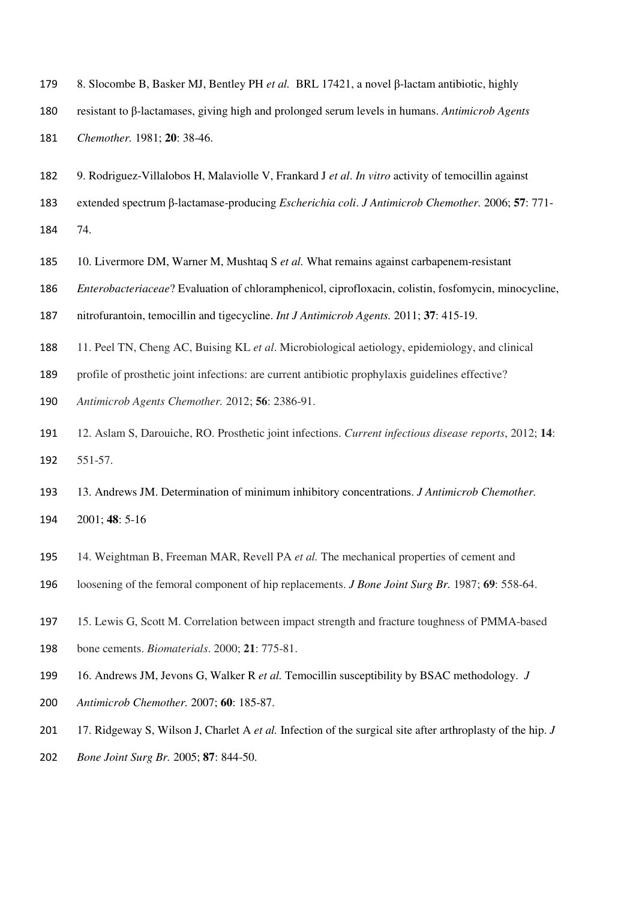8. Slocombe B, Basker MJ, Bentley PH *et al.* BRL 17421, a novel β-lactam antibiotic, highly resistant to β-lactamases, giving high and prolonged serum levels in humans. *Antimicrob Agents Chemother.* 1981; **20**: 38-46.

9. Rodriguez-Villalobos H, Malaviolle V, Frankard J *et al*. *In vitro* activity of temocillin against extended spectrum β-lactamase-producing *Escherichia coli*. *J Antimicrob Chemother.* 2006; **57**: 771-74.

10. Livermore DM, Warner M, Mushtaq S *et al.* What remains against carbapenem-resistant *Enterobacteriaceae*? Evaluation of chloramphenicol, ciprofloxacin, colistin, fosfomycin, minocycline, nitrofurantoin, temocillin and tigecycline. *Int J Antimicrob Agents.* 2011; **37**: 415-19.

11. Peel TN, Cheng AC, Buising KL *et al*. Microbiological aetiology, epidemiology, and clinical profile of prosthetic joint infections: are current antibiotic prophylaxis guidelines effective? *Antimicrob Agents Chemother.* 2012; **56**: 2386-91.

12. Aslam S, Darouiche, RO. Prosthetic joint infections. *Current infectious disease reports*, 2012; **14**: 551-57.

13. Andrews JM. Determination of minimum inhibitory concentrations. *J Antimicrob Chemother.* 2001; **48**: 5-16

14. Weightman B, Freeman MAR, Revell PA *et al.* The mechanical properties of cement and loosening of the femoral component of hip replacements. *J Bone Joint Surg Br.* 1987; **69**: 558-64.

15. Lewis G, Scott M. Correlation between impact strength and fracture toughness of PMMA-based bone cements. *Biomaterials*. 2000; **21**: 775-81.

16. Andrews JM, Jevons G, Walker R *et al.* Temocillin susceptibility by BSAC methodology. *J Antimicrob Chemother.* 2007; **60**: 185-87.

17. Ridgeway S, Wilson J, Charlet A *et al.* Infection of the surgical site after arthroplasty of the hip. *J Bone Joint Surg Br.* 2005; **87**: 844-50.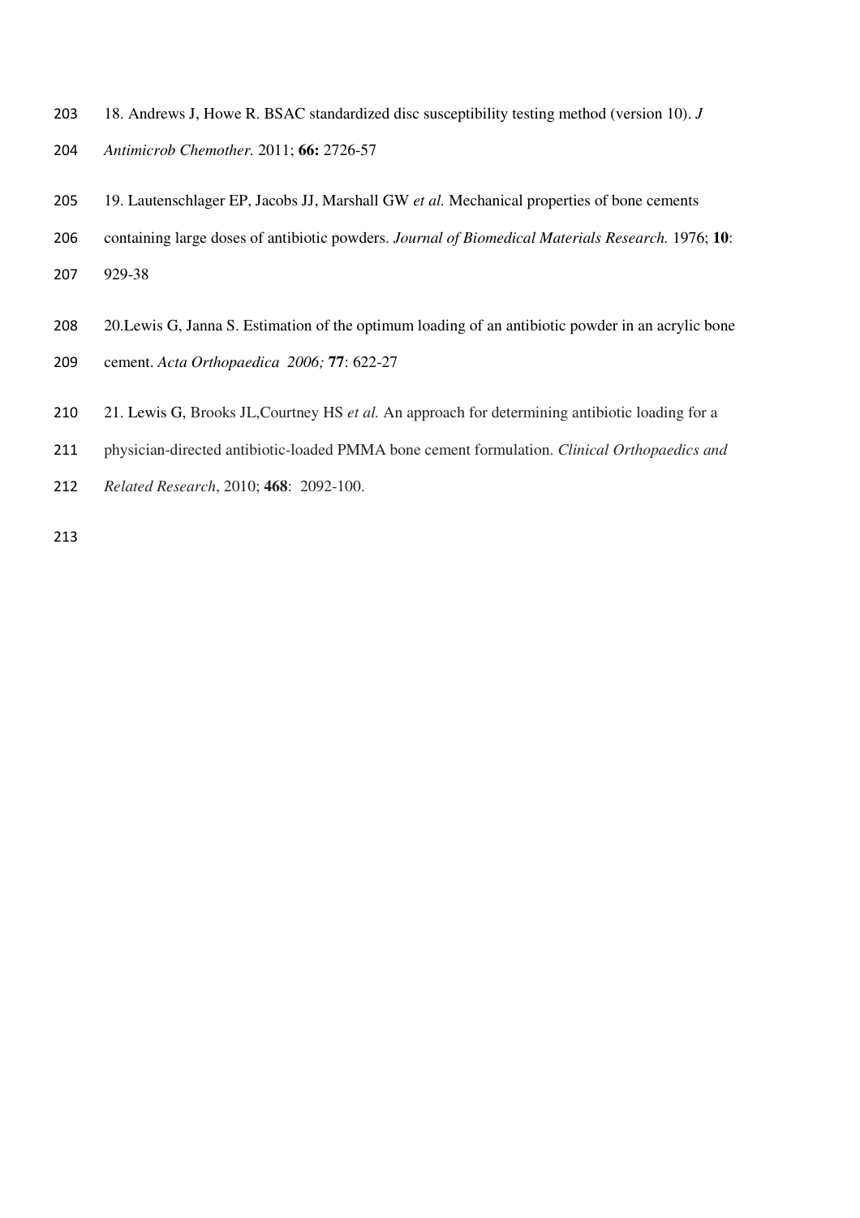18. Andrews J, Howe R. BSAC standardized disc susceptibility testing method (version 10). *J Antimicrob Chemother.* 2011; **66:** 2726-57

19. Lautenschlager EP, Jacobs JJ, Marshall GW *et al.* Mechanical properties of bone cements containing large doses of antibiotic powders. *Journal of Biomedical Materials Research.* 1976; **10**: 929-38

20.Lewis G, Janna S. Estimation of the optimum loading of an antibiotic powder in an acrylic bone cement. *Acta Orthopaedica 2006;* **77**: 622-27

21. Lewis G, Brooks JL,Courtney HS *et al.* An approach for determining antibiotic loading for a physician-directed antibiotic-loaded PMMA bone cement formulation. *Clinical Orthopaedics and Related Research*, 2010; **468**: 2092-100.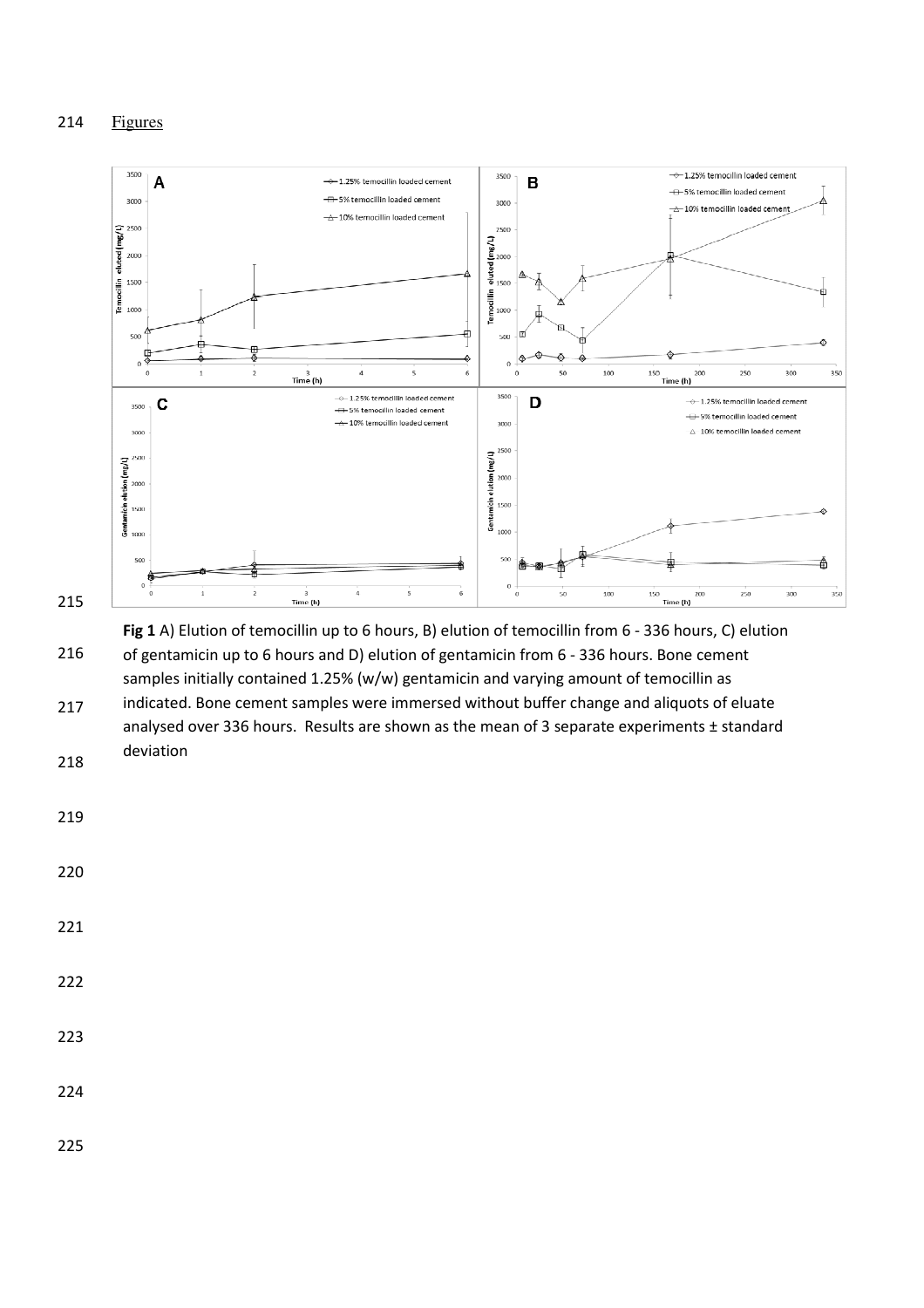Figures

**Fig 1** A) Elution of temocillin up to 6 hours, B) elution of temocillin from 6 - 336 hours, C) elution of gentamicin up to 6 hours and D) elution of gentamicin from 6 - 336 hours. Bone cement samples initially contained 1.25% (w/w) gentamicin and varying amount of temocillin as indicated. Bone cement samples were immersed without buffer change and aliquots of eluate analysed over 336 hours. Results are shown as the mean of 3 separate experiments ± standard deviation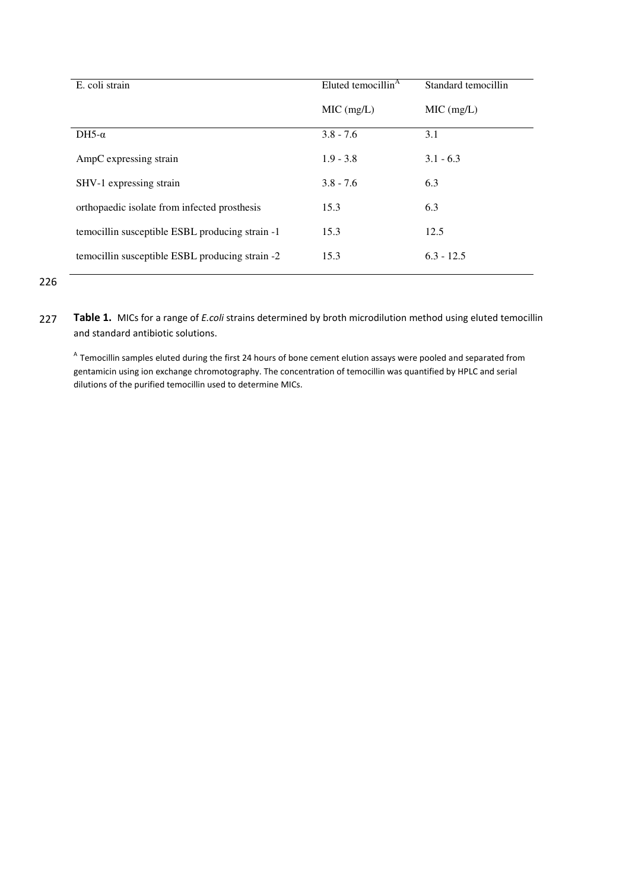| E. coli strain | Eluted temocillin[A] MIC (mg/L) | Standard temocillin MIC (mg/L) |
|---|---|---|
| DH5-α | 3.8 - 7.6 | 3.1 |
| AmpC expressing strain | 1.9 - 3.8 | 3.1 - 6.3 |
| SHV-1 expressing strain | 3.8 - 7.6 | 6.3 |
| orthopaedic isolate from infected prosthesis | 15.3 | 6.3 |
| temocillin susceptible ESBL producing strain -1 | 15.3 | 12.5 |
| temocillin susceptible ESBL producing strain -2 | 15.3 | 6.3 - 12.5 |

**Table 1.** MICs for a range of *E.coli* strains determined by broth microdilution method using eluted temocillin and standard antibiotic solutions.

[A] Temocillin samples eluted during the first 24 hours of bone cement elution assays were pooled and separated from gentamicin using ion exchange chromotography. The concentration of temocillin was quantified by HPLC and serial dilutions of the purified temocillin used to determine MICs.